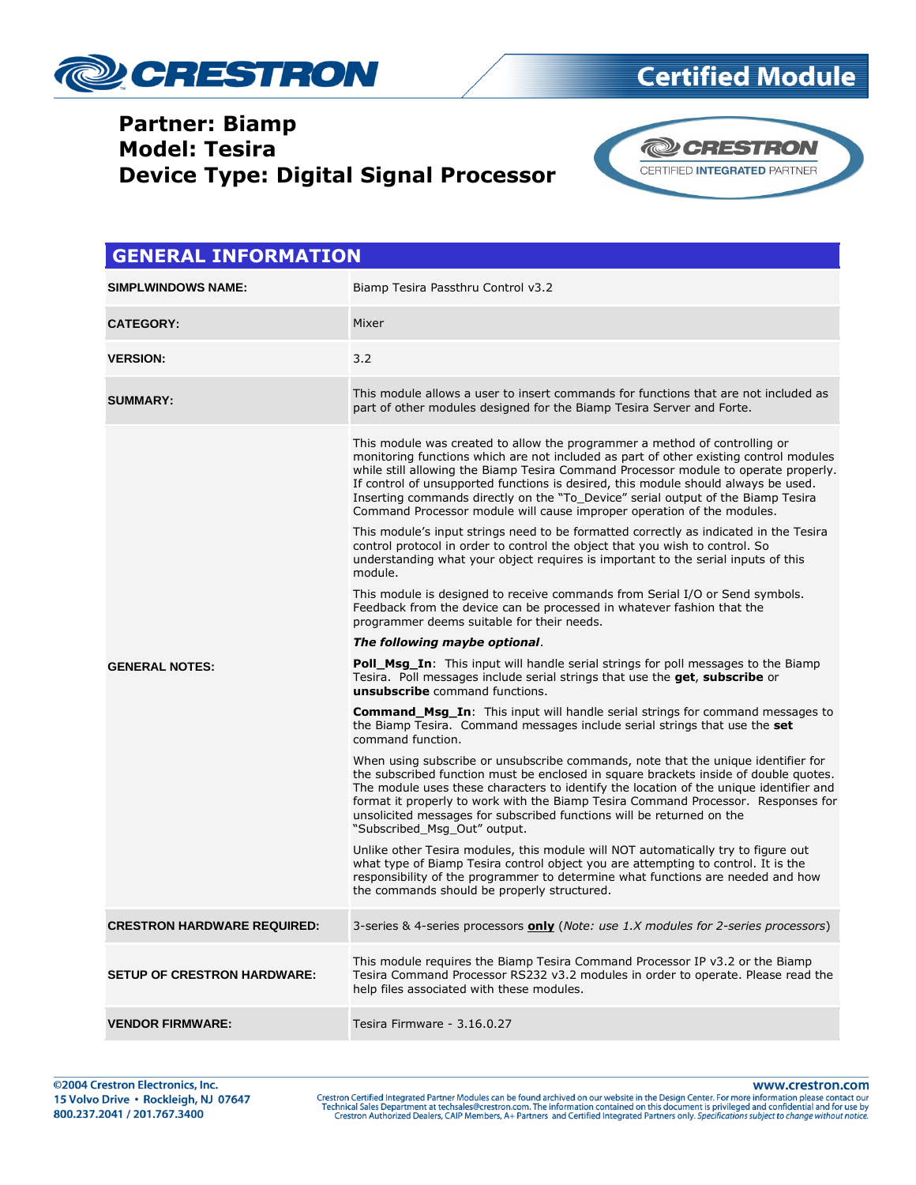# Certified Module

**Partner: Biamp**
**Model: Tesira**
**Device Type: Digital Signal Processor**

## GENERAL INFORMATION

| | |
|---|---|
| **SIMPLWINDOWS NAME:** | Biamp Tesira Passthru Control v3.2 |
| **CATEGORY:** | Mixer |
| **VERSION:** | 3.2 |
| **SUMMARY:** | This module allows a user to insert commands for functions that are not included as part of other modules designed for the Biamp Tesira Server and Forte. |
| **GENERAL NOTES:** | This module was created to allow the programmer a method of controlling or monitoring functions which are not included as part of other existing control modules while still allowing the Biamp Tesira Command Processor module to operate properly. If control of unsupported functions is desired, this module should always be used. Inserting commands directly on the "To_Device" serial output of the Biamp Tesira Command Processor module will cause improper operation of the modules.<br><br>This module's input strings need to be formatted correctly as indicated in the Tesira control protocol in order to control the object that you wish to control. So understanding what your object requires is important to the serial inputs of this module.<br><br>This module is designed to receive commands from Serial I/O or Send symbols. Feedback from the device can be processed in whatever fashion that the programmer deems suitable for their needs.<br><br>***The following maybe optional***.<br><br>**Poll_Msg_In**: This input will handle serial strings for poll messages to the Biamp Tesira. Poll messages include serial strings that use the **get**, **subscribe** or **unsubscribe** command functions.<br><br>**Command_Msg_In**: This input will handle serial strings for command messages to the Biamp Tesira. Command messages include serial strings that use the **set** command function.<br><br>When using subscribe or unsubscribe commands, note that the unique identifier for the subscribed function must be enclosed in square brackets inside of double quotes. The module uses these characters to identify the location of the unique identifier and format it properly to work with the Biamp Tesira Command Processor. Responses for unsolicited messages for subscribed functions will be returned on the "Subscribed_Msg_Out" output.<br><br>Unlike other Tesira modules, this module will NOT automatically try to figure out what type of Biamp Tesira control object you are attempting to control. It is the responsibility of the programmer to determine what functions are needed and how the commands should be properly structured. |
| **CRESTRON HARDWARE REQUIRED:** | 3-series & 4-series processors **only** (*Note: use 1.X modules for 2-series processors*) |
| **SETUP OF CRESTRON HARDWARE:** | This module requires the Biamp Tesira Command Processor IP v3.2 or the Biamp Tesira Command Processor RS232 v3.2 modules in order to operate. Please read the help files associated with these modules. |
| **VENDOR FIRMWARE:** | Tesira Firmware - 3.16.0.27 |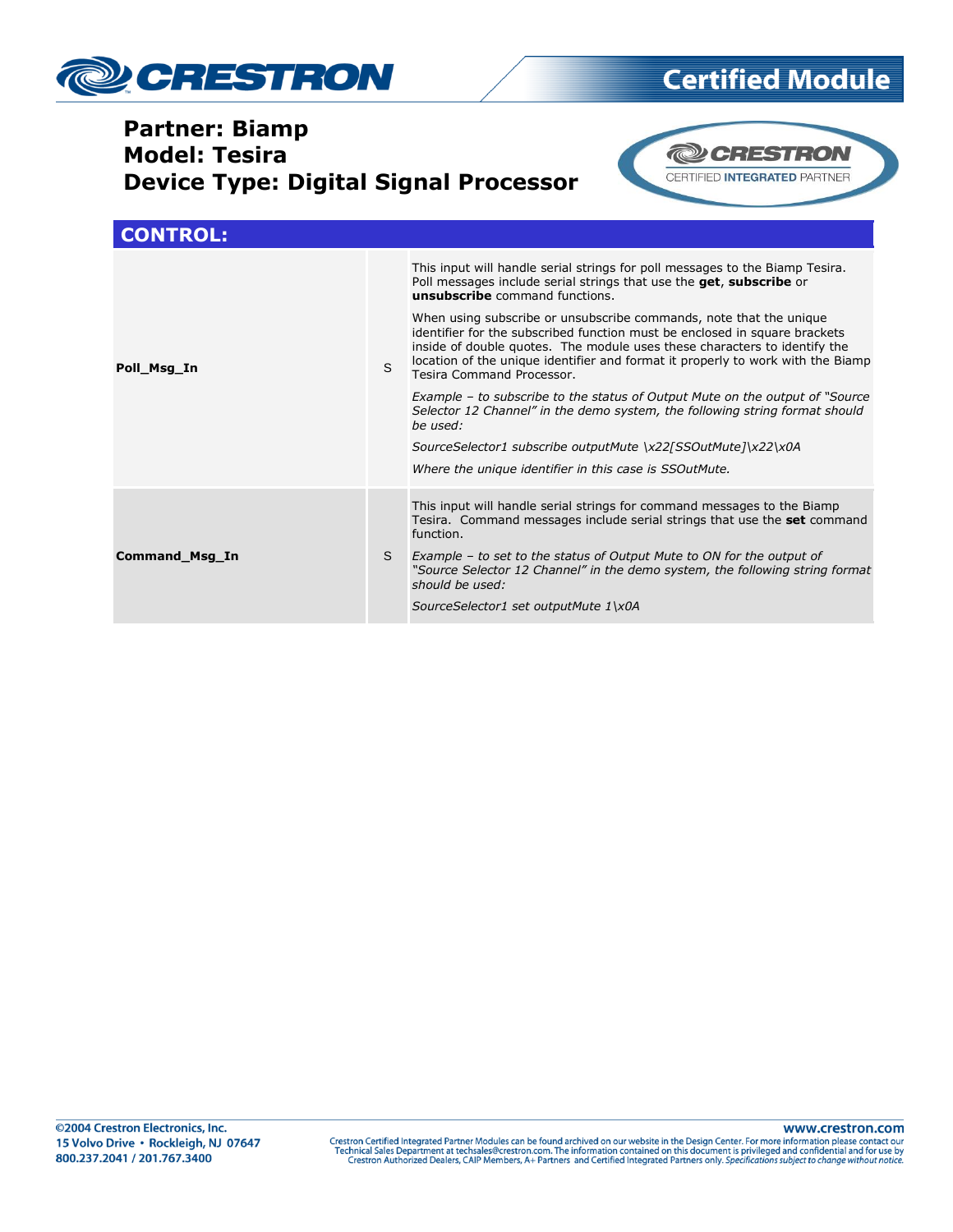# Partner: Biamp
# Model: Tesira
# Device Type: Digital Signal Processor

## CONTROL:

| | | |
|---|---|---|
| **Poll_Msg_In** | S | This input will handle serial strings for poll messages to the Biamp Tesira. Poll messages include serial strings that use the **get**, **subscribe** or **unsubscribe** command functions.<br><br>When using subscribe or unsubscribe commands, note that the unique identifier for the subscribed function must be enclosed in square brackets inside of double quotes. The module uses these characters to identify the location of the unique identifier and format it properly to work with the Biamp Tesira Command Processor.<br><br>*Example – to subscribe to the status of Output Mute on the output of "Source Selector 12 Channel" in the demo system, the following string format should be used:*<br><br>*SourceSelector1 subscribe outputMute \x22[SSOutMute]\x22\x0A*<br><br>*Where the unique identifier in this case is SSOutMute.* |
| **Command_Msg_In** | S | This input will handle serial strings for command messages to the Biamp Tesira. Command messages include serial strings that use the **set** command function.<br><br>*Example – to set to the status of Output Mute to ON for the output of "Source Selector 12 Channel" in the demo system, the following string format should be used:*<br><br>*SourceSelector1 set outputMute 1\x0A* |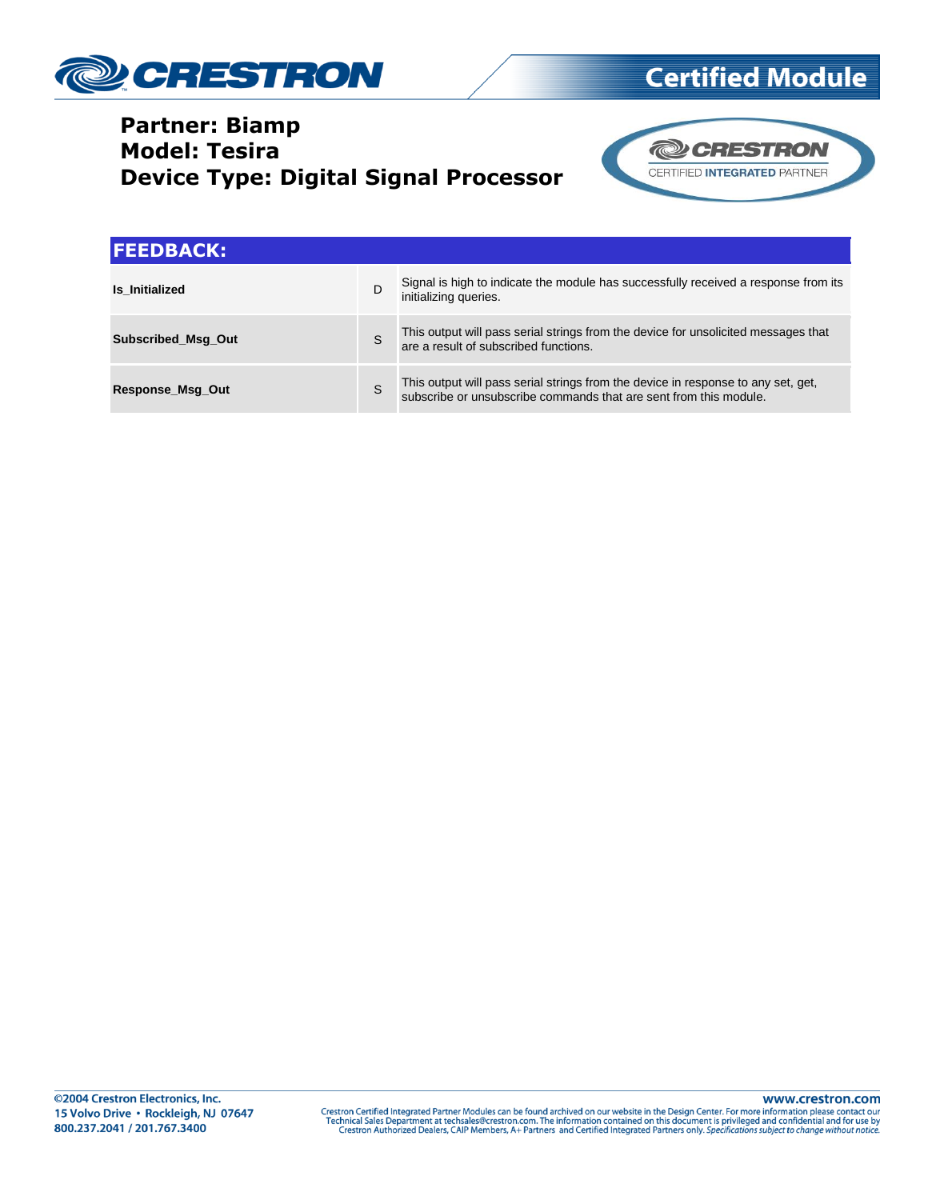**Partner: Biamp**
**Model: Tesira**
**Device Type: Digital Signal Processor**

## FEEDBACK:

| | | |
|---|---|---|
| **Is_Initialized** | D | Signal is high to indicate the module has successfully received a response from its initializing queries. |
| **Subscribed_Msg_Out** | S | This output will pass serial strings from the device for unsolicited messages that are a result of subscribed functions. |
| **Response_Msg_Out** | S | This output will pass serial strings from the device in response to any set, get, subscribe or unsubscribe commands that are sent from this module. |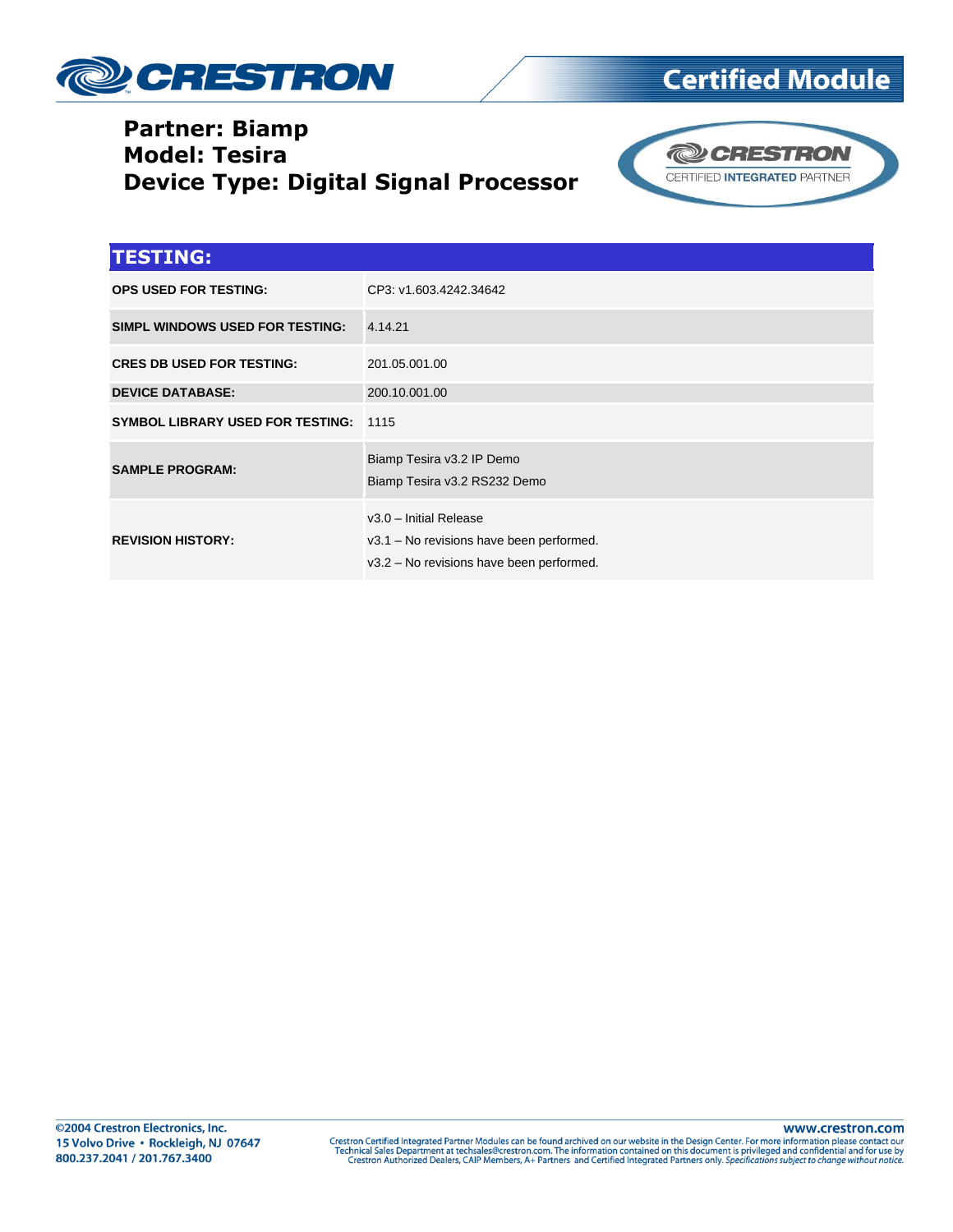**Partner: Biamp**
**Model: Tesira**
**Device Type: Digital Signal Processor**

## TESTING:

| | |
|---|---|
| **OPS USED FOR TESTING:** | CP3: v1.603.4242.34642 |
| **SIMPL WINDOWS USED FOR TESTING:** | 4.14.21 |
| **CRES DB USED FOR TESTING:** | 201.05.001.00 |
| **DEVICE DATABASE:** | 200.10.001.00 |
| **SYMBOL LIBRARY USED FOR TESTING:** | 1115 |
| **SAMPLE PROGRAM:** | Biamp Tesira v3.2 IP Demo<br>Biamp Tesira v3.2 RS232 Demo |
| **REVISION HISTORY:** | v3.0 – Initial Release<br>v3.1 – No revisions have been performed.<br>v3.2 – No revisions have been performed. |